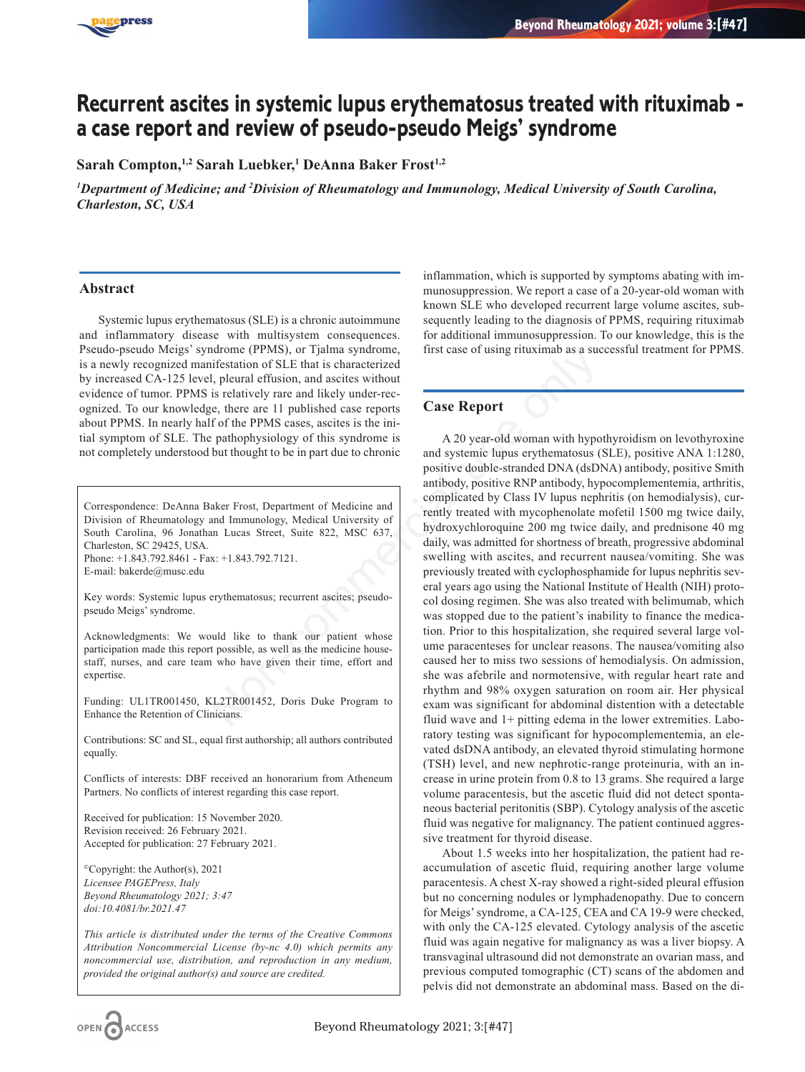# Recurrent ascites in systemic lupus erythematosus treated with rituximab - a case report and review of pseudo-pseudo Meigs' syndrome

**Sarah Compton,[1,2] Sarah Luebker,[1] DeAnna Baker Frost[1,2]**

*[1]Department of Medicine; and [2]Division of Rheumatology and Immunology, Medical University of South Carolina, Charleston, SC, USA*

## Abstract

Systemic lupus erythematosus (SLE) is a chronic autoimmune and inflammatory disease with multisystem consequences. Pseudo-pseudo Meigs' syndrome (PPMS), or Tjalma syndrome, is a newly recognized manifestation of SLE that is characterized by increased CA-125 level, pleural effusion, and ascites without evidence of tumor. PPMS is relatively rare and likely under-recognized. To our knowledge, there are 11 published case reports about PPMS. In nearly half of the PPMS cases, ascites is the initial symptom of SLE. The pathophysiology of this syndrome is not completely understood but thought to be in part due to chronic inflammation, which is supported by symptoms abating with immunosuppression. We report a case of a 20-year-old woman with known SLE who developed recurrent large volume ascites, subsequently leading to the diagnosis of PPMS, requiring rituximab for additional immunosuppression. To our knowledge, this is the first case of using rituximab as a successful treatment for PPMS.

Correspondence: DeAnna Baker Frost, Department of Medicine and Division of Rheumatology and Immunology, Medical University of South Carolina, 96 Jonathan Lucas Street, Suite 822, MSC 637, Charleston, SC 29425, USA.
Phone: +1.843.792.8461 - Fax: +1.843.792.7121.
E-mail: bakerde@musc.edu

Key words: Systemic lupus erythematosus; recurrent ascites; pseudo-pseudo Meigs' syndrome.

Acknowledgments: We would like to thank our patient whose participation made this report possible, as well as the medicine house-staff, nurses, and care team who have given their time, effort and expertise.

Funding: UL1TR001450, KL2TR001452, Doris Duke Program to Enhance the Retention of Clinicians.

Contributions: SC and SL, equal first authorship; all authors contributed equally.

Conflicts of interests: DBF received an honorarium from Atheneum Partners. No conflicts of interest regarding this case report.

Received for publication: 15 November 2020.
Revision received: 26 February 2021.
Accepted for publication: 27 February 2021.

©Copyright: the Author(s), 2021
*Licensee PAGEPress, Italy*
*Beyond Rheumatology 2021; 3:47*
*doi:10.4081/br.2021.47*

*This article is distributed under the terms of the Creative Commons Attribution Noncommercial License (by-nc 4.0) which permits any noncommercial use, distribution, and reproduction in any medium, provided the original author(s) and source are credited.*

## Case Report

A 20 year-old woman with hypothyroidism on levothyroxine and systemic lupus erythematosus (SLE), positive ANA 1:1280, positive double-stranded DNA (dsDNA) antibody, positive Smith antibody, positive RNP antibody, hypocomplementemia, arthritis, complicated by Class IV lupus nephritis (on hemodialysis), currently treated with mycophenolate mofetil 1500 mg twice daily, hydroxychloroquine 200 mg twice daily, and prednisone 40 mg daily, was admitted for shortness of breath, progressive abdominal swelling with ascites, and recurrent nausea/vomiting. She was previously treated with cyclophosphamide for lupus nephritis several years ago using the National Institute of Health (NIH) protocol dosing regimen. She was also treated with belimumab, which was stopped due to the patient's inability to finance the medication. Prior to this hospitalization, she required several large volume paracenteses for unclear reasons. The nausea/vomiting also caused her to miss two sessions of hemodialysis. On admission, she was afebrile and normotensive, with regular heart rate and rhythm and 98% oxygen saturation on room air. Her physical exam was significant for abdominal distention with a detectable fluid wave and 1+ pitting edema in the lower extremities. Laboratory testing was significant for hypocomplementemia, an elevated dsDNA antibody, an elevated thyroid stimulating hormone (TSH) level, and new nephrotic-range proteinuria, with an increase in urine protein from 0.8 to 13 grams. She required a large volume paracentesis, but the ascetic fluid did not detect spontaneous bacterial peritonitis (SBP). Cytology analysis of the ascetic fluid was negative for malignancy. The patient continued aggressive treatment for thyroid disease.

About 1.5 weeks into her hospitalization, the patient had reaccumulation of ascetic fluid, requiring another large volume paracentesis. A chest X-ray showed a right-sided pleural effusion but no concerning nodules or lymphadenopathy. Due to concern for Meigs' syndrome, a CA-125, CEA and CA 19-9 were checked, with only the CA-125 elevated. Cytology analysis of the ascetic fluid was again negative for malignancy as was a liver biopsy. A transvaginal ultrasound did not demonstrate an ovarian mass, and previous computed tomographic (CT) scans of the abdomen and pelvis did not demonstrate an abdominal mass. Based on the di-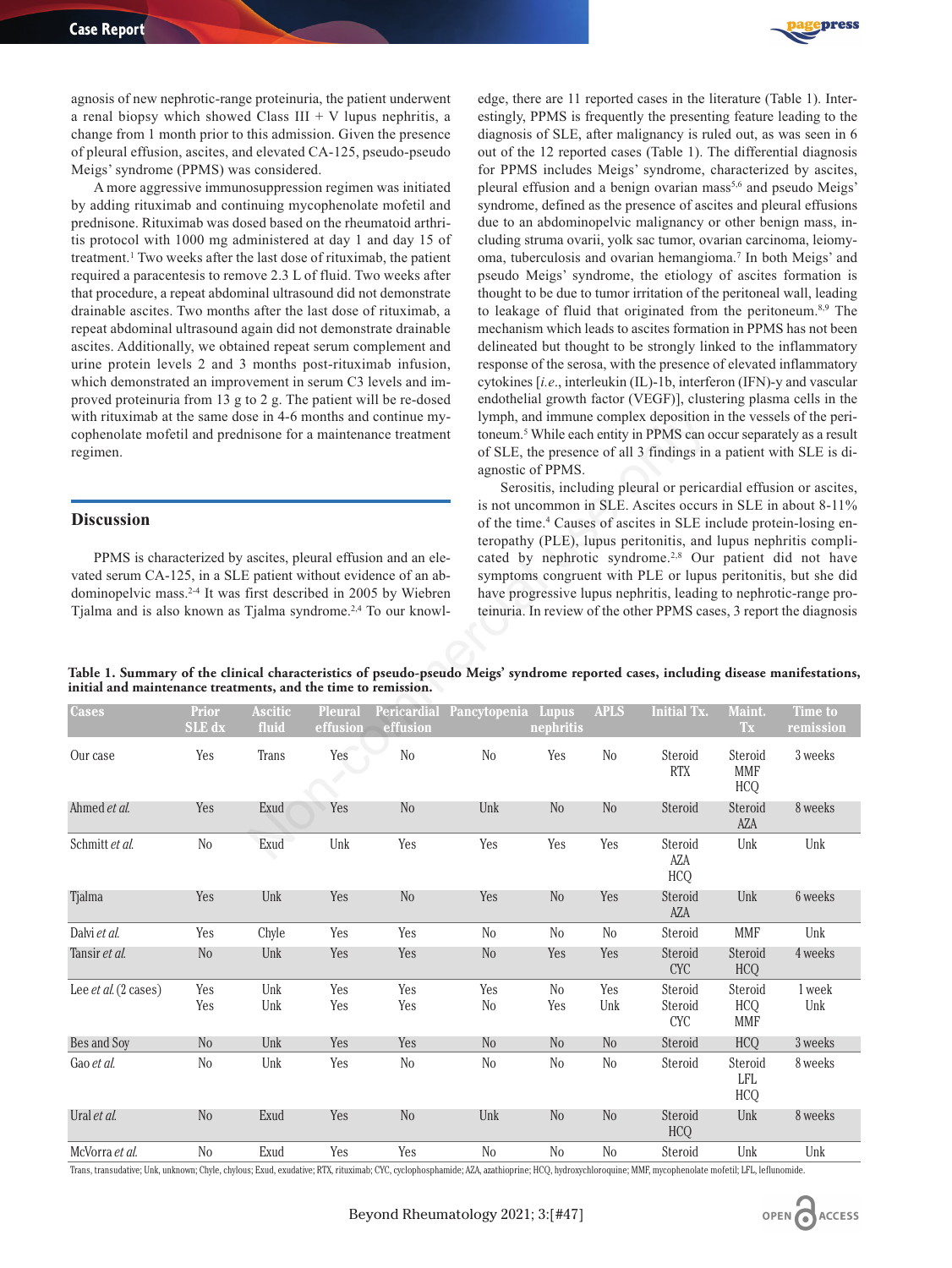agnosis of new nephrotic-range proteinuria, the patient underwent a renal biopsy which showed Class III + V lupus nephritis, a change from 1 month prior to this admission. Given the presence of pleural effusion, ascites, and elevated CA-125, pseudo-pseudo Meigs' syndrome (PPMS) was considered.

A more aggressive immunosuppression regimen was initiated by adding rituximab and continuing mycophenolate mofetil and prednisone. Rituximab was dosed based on the rheumatoid arthritis protocol with 1000 mg administered at day 1 and day 15 of treatment.[1] Two weeks after the last dose of rituximab, the patient required a paracentesis to remove 2.3 L of fluid. Two weeks after that procedure, a repeat abdominal ultrasound did not demonstrate drainable ascites. Two months after the last dose of rituximab, a repeat abdominal ultrasound again did not demonstrate drainable ascites. Additionally, we obtained repeat serum complement and urine protein levels 2 and 3 months post-rituximab infusion, which demonstrated an improvement in serum C3 levels and improved proteinuria from 13 g to 2 g. The patient will be re-dosed with rituximab at the same dose in 4-6 months and continue mycophenolate mofetil and prednisone for a maintenance treatment regimen.

## Discussion

PPMS is characterized by ascites, pleural effusion and an elevated serum CA-125, in a SLE patient without evidence of an abdominopelvic mass.[2-4] It was first described in 2005 by Wiebren Tjalma and is also known as Tjalma syndrome.[2,4] To our knowledge, there are 11 reported cases in the literature (Table 1). Interestingly, PPMS is frequently the presenting feature leading to the diagnosis of SLE, after malignancy is ruled out, as was seen in 6 out of the 12 reported cases (Table 1). The differential diagnosis for PPMS includes Meigs' syndrome, characterized by ascites, pleural effusion and a benign ovarian mass[5,6] and pseudo Meigs' syndrome, defined as the presence of ascites and pleural effusions due to an abdominopelvic malignancy or other benign mass, including struma ovarii, yolk sac tumor, ovarian carcinoma, leiomyoma, tuberculosis and ovarian hemangioma.[7] In both Meigs' and pseudo Meigs' syndrome, the etiology of ascites formation is thought to be due to tumor irritation of the peritoneal wall, leading to leakage of fluid that originated from the peritoneum.[8,9] The mechanism which leads to ascites formation in PPMS has not been delineated but thought to be strongly linked to the inflammatory response of the serosa, with the presence of elevated inflammatory cytokines [*i.e.*, interleukin (IL)-1b, interferon (IFN)-y and vascular endothelial growth factor (VEGF)], clustering plasma cells in the lymph, and immune complex deposition in the vessels of the peritoneum.[5] While each entity in PPMS can occur separately as a result of SLE, the presence of all 3 findings in a patient with SLE is diagnostic of PPMS.

Serositis, including pleural or pericardial effusion or ascites, is not uncommon in SLE. Ascites occurs in SLE in about 8-11% of the time.[4] Causes of ascites in SLE include protein-losing enteropathy (PLE), lupus peritonitis, and lupus nephritis complicated by nephrotic syndrome.[2,8] Our patient did not have symptoms congruent with PLE or lupus peritonitis, but she did have progressive lupus nephritis, leading to nephrotic-range proteinuria. In review of the other PPMS cases, 3 report the diagnosis

**Table 1. Summary of the clinical characteristics of pseudo-pseudo Meigs' syndrome reported cases, including disease manifestations, initial and maintenance treatments, and the time to remission.**

| Cases | Prior SLE dx | Ascitic fluid | Pleural effusion | Pericardial effusion | Pancytopenia | Lupus nephritis | APLS | Initial Tx. | Maint. Tx | Time to remission |
|---|---|---|---|---|---|---|---|---|---|---|
| Our case | Yes | Trans | Yes | No | No | Yes | No | Steroid RTX | Steroid MMF HCQ | 3 weeks |
| Ahmed *et al.* | Yes | Exud | Yes | No | Unk | No | No | Steroid | Steroid AZA | 8 weeks |
| Schmitt *et al.* | No | Exud | Unk | Yes | Yes | Yes | Yes | Steroid AZA HCQ | Unk | Unk |
| Tjalma | Yes | Unk | Yes | No | Yes | No | Yes | Steroid AZA | Unk | 6 weeks |
| Dalvi *et al.* | Yes | Chyle | Yes | Yes | No | No | No | Steroid | MMF | Unk |
| Tansir *et al.* | No | Unk | Yes | Yes | No | Yes | Yes | Steroid CYC | Steroid HCQ | 4 weeks |
| Lee *et al.* (2 cases) | Yes<br>Yes | Unk<br>Unk | Yes<br>Yes | Yes<br>Yes | Yes<br>No | No<br>Yes | Yes<br>Unk | Steroid<br>Steroid CYC | HCQ<br>MMF | 1 week<br>Unk |
| Bes and Soy | No | Unk | Yes | Yes | No | No | No | Steroid | HCQ | 3 weeks |
| Gao *et al.* | No | Unk | Yes | No | No | No | No | Steroid | Steroid LFL HCQ | 8 weeks |
| Ural *et al.* | No | Exud | Yes | No | Unk | No | No | Steroid HCQ | Unk | 8 weeks |
| McVorra *et al.* | No | Exud | Yes | Yes | No | No | No | Steroid | Unk | Unk |

Trans, transudative; Unk, unknown; Chyle, chylous; Exud, exudative; RTX, rituximab; CYC, cyclophosphamide; AZA, azathioprine; HCQ, hydroxychloroquine; MMF, mycophenolate mofetil; LFL, leflunomide.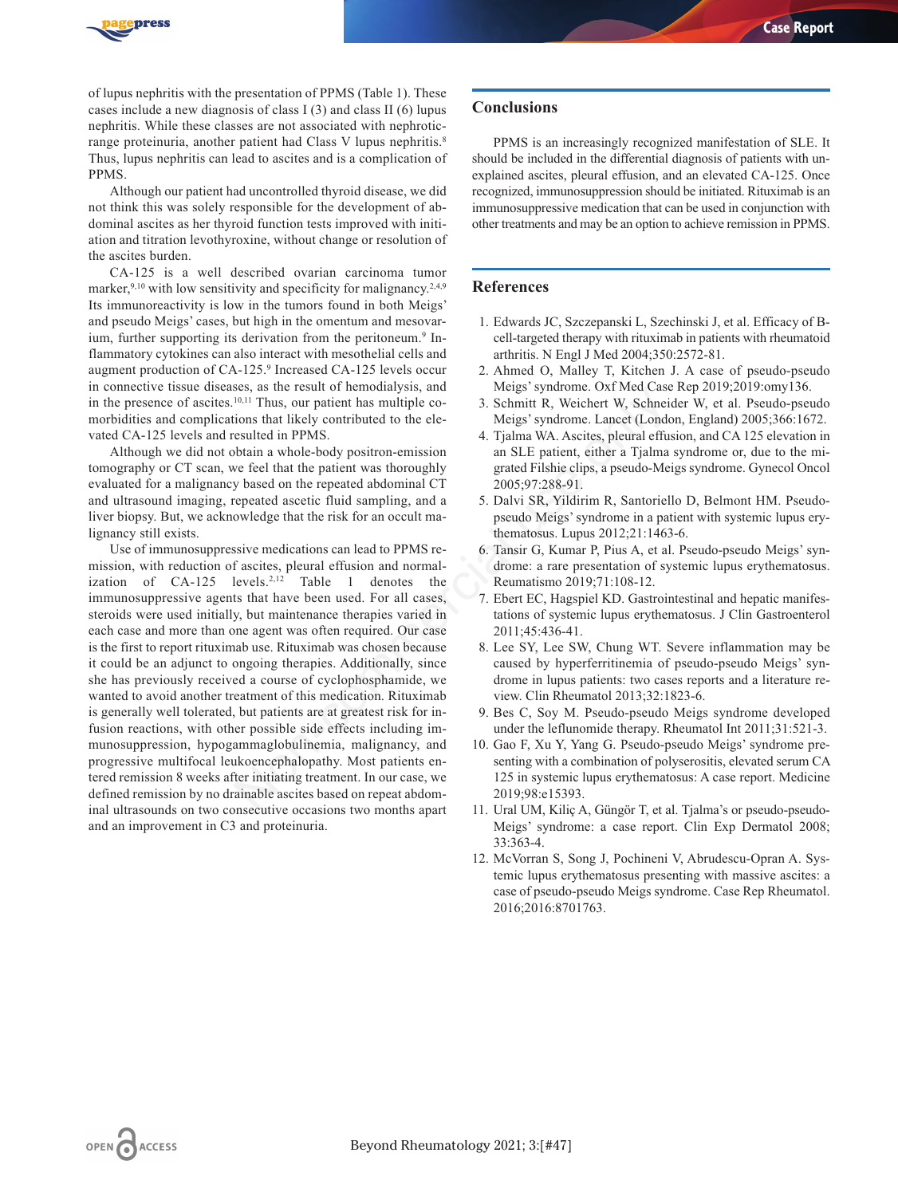of lupus nephritis with the presentation of PPMS (Table 1). These cases include a new diagnosis of class I (3) and class II (6) lupus nephritis. While these classes are not associated with nephrotic-range proteinuria, another patient had Class V lupus nephritis.[8] Thus, lupus nephritis can lead to ascites and is a complication of PPMS.

Although our patient had uncontrolled thyroid disease, we did not think this was solely responsible for the development of abdominal ascites as her thyroid function tests improved with initiation and titration levothyroxine, without change or resolution of the ascites burden.

CA-125 is a well described ovarian carcinoma tumor marker,[9,10] with low sensitivity and specificity for malignancy.[2,4,9] Its immunoreactivity is low in the tumors found in both Meigs' and pseudo Meigs' cases, but high in the omentum and mesovarium, further supporting its derivation from the peritoneum.[9] Inflammatory cytokines can also interact with mesothelial cells and augment production of CA-125.[9] Increased CA-125 levels occur in connective tissue diseases, as the result of hemodialysis, and in the presence of ascites.[10,11] Thus, our patient has multiple comorbidities and complications that likely contributed to the elevated CA-125 levels and resulted in PPMS.

Although we did not obtain a whole-body positron-emission tomography or CT scan, we feel that the patient was thoroughly evaluated for a malignancy based on the repeated abdominal CT and ultrasound imaging, repeated ascetic fluid sampling, and a liver biopsy. But, we acknowledge that the risk for an occult malignancy still exists.

Use of immunosuppressive medications can lead to PPMS remission, with reduction of ascites, pleural effusion and normalization of CA-125 levels.[2,12] Table 1 denotes the immunosuppressive agents that have been used. For all cases, steroids were used initially, but maintenance therapies varied in each case and more than one agent was often required. Our case is the first to report rituximab use. Rituximab was chosen because it could be an adjunct to ongoing therapies. Additionally, since she has previously received a course of cyclophosphamide, we wanted to avoid another treatment of this medication. Rituximab is generally well tolerated, but patients are at greatest risk for infusion reactions, with other possible side effects including immunosuppression, hypogammaglobulinemia, malignancy, and progressive multifocal leukoencephalopathy. Most patients entered remission 8 weeks after initiating treatment. In our case, we defined remission by no drainable ascites based on repeat abdominal ultrasounds on two consecutive occasions two months apart and an improvement in C3 and proteinuria.

## Conclusions

PPMS is an increasingly recognized manifestation of SLE. It should be included in the differential diagnosis of patients with unexplained ascites, pleural effusion, and an elevated CA-125. Once recognized, immunosuppression should be initiated. Rituximab is an immunosuppressive medication that can be used in conjunction with other treatments and may be an option to achieve remission in PPMS.

## References

1. Edwards JC, Szczepanski L, Szechinski J, et al. Efficacy of B-cell-targeted therapy with rituximab in patients with rheumatoid arthritis. N Engl J Med 2004;350:2572-81.
2. Ahmed O, Malley T, Kitchen J. A case of pseudo-pseudo Meigs' syndrome. Oxf Med Case Rep 2019;2019:omy136.
3. Schmitt R, Weichert W, Schneider W, et al. Pseudo-pseudo Meigs' syndrome. Lancet (London, England) 2005;366:1672.
4. Tjalma WA. Ascites, pleural effusion, and CA 125 elevation in an SLE patient, either a Tjalma syndrome or, due to the migrated Filshie clips, a pseudo-Meigs syndrome. Gynecol Oncol 2005;97:288-91.
5. Dalvi SR, Yildirim R, Santoriello D, Belmont HM. Pseudo-pseudo Meigs' syndrome in a patient with systemic lupus erythematosus. Lupus 2012;21:1463-6.
6. Tansir G, Kumar P, Pius A, et al. Pseudo-pseudo Meigs' syndrome: a rare presentation of systemic lupus erythematosus. Reumatismo 2019;71:108-12.
7. Ebert EC, Hagspiel KD. Gastrointestinal and hepatic manifestations of systemic lupus erythematosus. J Clin Gastroenterol 2011;45:436-41.
8. Lee SY, Lee SW, Chung WT. Severe inflammation may be caused by hyperferritinemia of pseudo-pseudo Meigs' syndrome in lupus patients: two cases reports and a literature review. Clin Rheumatol 2013;32:1823-6.
9. Bes C, Soy M. Pseudo-pseudo Meigs syndrome developed under the leflunomide therapy. Rheumatol Int 2011;31:521-3.
10. Gao F, Xu Y, Yang G. Pseudo-pseudo Meigs' syndrome presenting with a combination of polyserositis, elevated serum CA 125 in systemic lupus erythematosus: A case report. Medicine 2019;98:e15393.
11. Ural UM, Kiliç A, Güngör T, et al. Tjalma's or pseudo-pseudo-Meigs' syndrome: a case report. Clin Exp Dermatol 2008; 33:363-4.
12. McVorran S, Song J, Pochineni V, Abrudescu-Opran A. Systemic lupus erythematosus presenting with massive ascites: a case of pseudo-pseudo Meigs syndrome. Case Rep Rheumatol. 2016;2016:8701763.